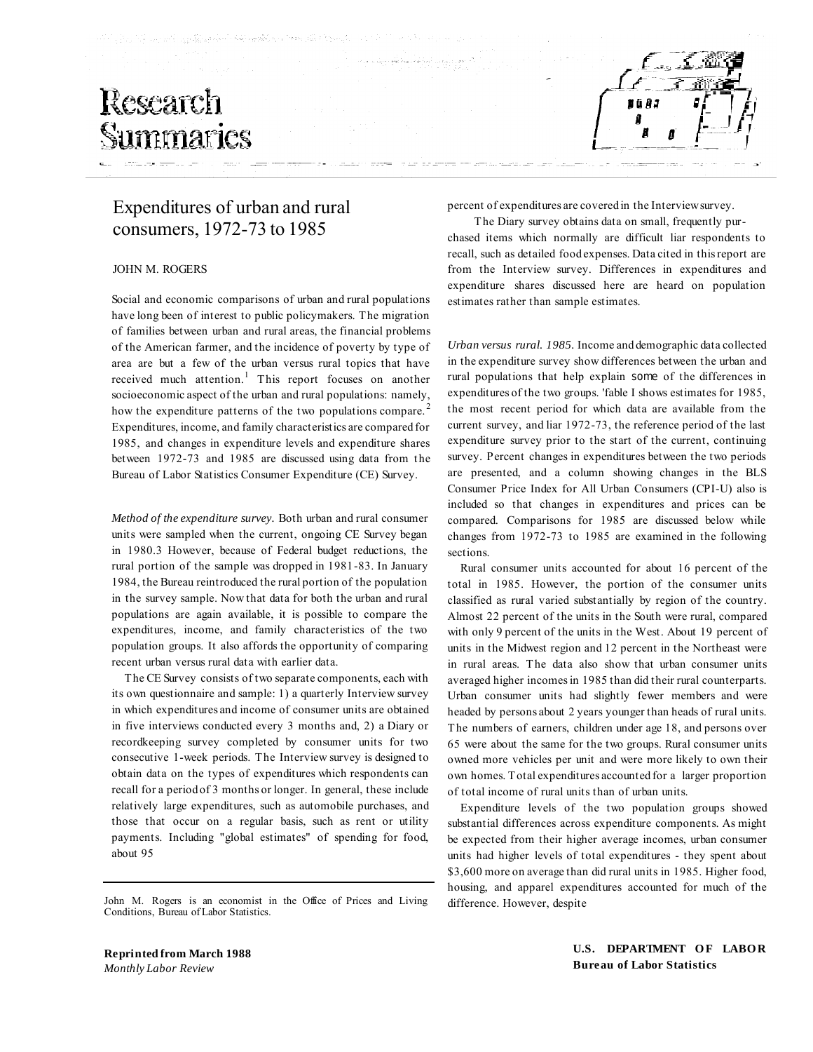# Research Summaries

## Expenditures of urban and rural consumers, 1972-73 to 1985

JOHN M. ROGERS

Social and economic comparisons of urban and rural populations have long been of interest to public policymakers. The migration of families between urban and rural areas, the financial problems of the American farmer, and the incidence of poverty by type of area are but a few of the urban versus rural topics that have received much attention.[1] This report focuses on another socioeconomic aspect of the urban and rural populations: namely, how the expenditure patterns of the two populations compare.[2] Expenditures, income, and family characteristics are compared for 1985, and changes in expenditure levels and expenditure shares between 1972-73 and 1985 are discussed using data from the Bureau of Labor Statistics Consumer Expenditure (CE) Survey.

*Method of the expenditure survey.* Both urban and rural consumer units were sampled when the current, ongoing CE Survey began in 1980.3 However, because of Federal budget reductions, the rural portion of the sample was dropped in 1981-83. In January 1984, the Bureau reintroduced the rural portion of the population in the survey sample. Now that data for both the urban and rural populations are again available, it is possible to compare the expenditures, income, and family characteristics of the two population groups. It also affords the opportunity of comparing recent urban versus rural data with earlier data.

The CE Survey consists of two separate components, each with its own questionnaire and sample: 1) a quarterly Interview survey in which expenditures and income of consumer units are obtained in five interviews conducted every 3 months and, 2) a Diary or recordkeeping survey completed by consumer units for two consecutive 1-week periods. The Interview survey is designed to obtain data on the types of expenditures which respondents can recall for a period of 3 months or longer. In general, these include relatively large expenditures, such as automobile purchases, and those that occur on a regular basis, such as rent or utility payments. Including "global estimates" of spending for food, about 95 percent of expenditures are covered in the Interview survey.

The Diary survey obtains data on small, frequently purchased items which normally are difficult liar respondents to recall, such as detailed food expenses. Data cited in this report are from the Interview survey. Differences in expenditures and expenditure shares discussed here are heard on population estimates rather than sample estimates.

*Urban versus rural. 1985.* Income and demographic data collected in the expenditure survey show differences between the urban and rural populations that help explain some of the differences in expenditures of the two groups. 'fable I shows estimates for 1985, the most recent period for which data are available from the current survey, and liar 1972-73, the reference period of the last expenditure survey prior to the start of the current, continuing survey. Percent changes in expenditures between the two periods are presented, and a column showing changes in the BLS Consumer Price Index for All Urban Consumers (CPI-U) also is included so that changes in expenditures and prices can be compared. Comparisons for 1985 are discussed below while changes from 1972-73 to 1985 are examined in the following sections.

Rural consumer units accounted for about 16 percent of the total in 1985. However, the portion of the consumer units classified as rural varied substantially by region of the country. Almost 22 percent of the units in the South were rural, compared with only 9 percent of the units in the West. About 19 percent of units in the Midwest region and 12 percent in the Northeast were in rural areas. The data also show that urban consumer units averaged higher incomes in 1985 than did their rural counterparts. Urban consumer units had slightly fewer members and were headed by persons about 2 years younger than heads of rural units. The numbers of earners, children under age 18, and persons over 65 were about the same for the two groups. Rural consumer units owned more vehicles per unit and were more likely to own their own homes. Total expenditures accounted for a larger proportion of total income of rural units than of urban units.

Expenditure levels of the two population groups showed substantial differences across expenditure components. As might be expected from their higher average incomes, urban consumer units had higher levels of total expenditures - they spent about $3,600 more on average than did rural units in 1985. Higher food, housing, and apparel expenditures accounted for much of the difference. However, despite

John M. Rogers is an economist in the Office of Prices and Living Conditions, Bureau of Labor Statistics.

**Reprinted from March 1988**
*Monthly Labor Review*

**U.S. DEPARTMENT OF LABOR**
**Bureau of Labor Statistics**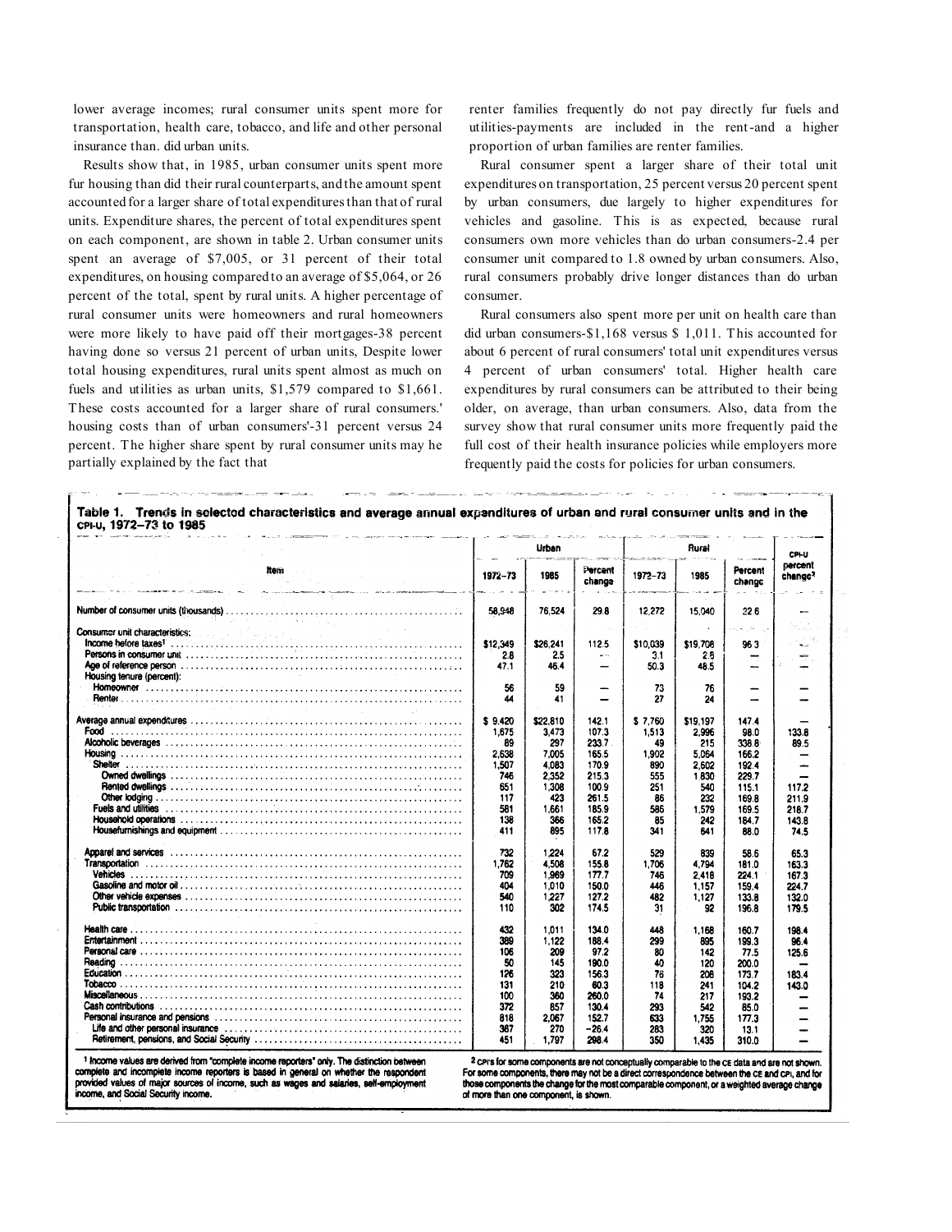lower average incomes; rural consumer units spent more for transportation, health care, tobacco, and life and other personal insurance than. did urban units.

Results show that, in 1985, urban consumer units spent more fur housing than did their rural counterparts, and the amount spent accounted for a larger share of total expenditures than that of rural units. Expenditure shares, the percent of total expenditures spent on each component, are shown in table 2. Urban consumer units spent an average of $7,005, or 31 percent of their total expenditures, on housing compared to an average of $5,064, or 26 percent of the total, spent by rural units. A higher percentage of rural consumer units were homeowners and rural homeowners were more likely to have paid off their mortgages-38 percent having done so versus 21 percent of urban units, Despite lower total housing expenditures, rural units spent almost as much on fuels and utilities as urban units, $1,579 compared to $1,661. These costs accounted for a larger share of rural consumers.' housing costs than of urban consumers'-31 percent versus 24 percent. The higher share spent by rural consumer units may he partially explained by the fact that renter families frequently do not pay directly fur fuels and utilities-payments are included in the rent-and a higher proportion of urban families are renter families.

Rural consumer spent a larger share of their total unit expenditures on transportation, 25 percent versus 20 percent spent by urban consumers, due largely to higher expenditures for vehicles and gasoline. This is as expected, because rural consumers own more vehicles than do urban consumers-2.4 per consumer unit compared to 1.8 owned by urban consumers. Also, rural consumers probably drive longer distances than do urban consumer.

Rural consumers also spent more per unit on health care than did urban consumers-$1,168 versus $ 1,011. This accounted for about 6 percent of rural consumers' total unit expenditures versus 4 percent of urban consumers' total. Higher health care expenditures by rural consumers can be attributed to their being older, on average, than urban consumers. Also, data from the survey show that rural consumer units more frequently paid the full cost of their health insurance policies while employers more frequently paid the costs for policies for urban consumers.

**Table 1. Trends in selected characteristics and average annual expenditures of urban and rural consumer units and in the CPI-U, 1972–73 to 1985**

| Item | Urban | | | Rural | | | CPI-U percent change[2] |
|---|---|---|---|---|---|---|---|
| | 1972–73 | 1985 | Percent change | 1972–73 | 1985 | Percent change | |
| Number of consumer units (thousands) | 58,948 | 76,524 | 29.8 | 12,272 | 15,040 | 22.6 | — |
| Consumer unit characteristics: | | | | | | | |
| Income before taxes[1] | $12,349 | $26,241 | 112.5 | $10,039 | $19,708 | 96.3 | — |
| Persons in consumer unit | 2.8 | 2.5 | — | 3.1 | 2.8 | — | — |
| Age of reference person | 47.1 | 46.4 | — | 50.3 | 48.5 | — | — |
| Housing tenure (percent): | | | | | | | |
| Homeowner | 56 | 59 | — | 73 | 76 | — | — |
| Renter | 44 | 41 | — | 27 | 24 | — | — |
| Average annual expenditures | $ 9,420 | $22,810 | 142.1 | $ 7,760 | $19,197 | 147.4 | — |
| Food | 1,675 | 3,473 | 107.3 | 1,513 | 2,996 | 98.0 | 133.8 |
| Alcoholic beverages | 89 | 297 | 233.7 | 49 | 215 | 338.8 | 89.5 |
| Housing | 2,638 | 7,005 | 165.5 | 1,902 | 5,064 | 166.2 | — |
| Shelter | 1,507 | 4,083 | 170.9 | 890 | 2,602 | 192.4 | — |
| Owned dwellings | 746 | 2,352 | 215.3 | 555 | 1,830 | 229.7 | — |
| Rented dwellings | 651 | 1,308 | 100.9 | 251 | 540 | 115.1 | 117.2 |
| Other lodging | 117 | 423 | 261.5 | 86 | 232 | 169.8 | 211.9 |
| Fuels and utilities | 581 | 1,661 | 185.9 | 586 | 1,579 | 169.5 | 218.7 |
| Household operations | 138 | 366 | 165.2 | 85 | 242 | 184.7 | 143.8 |
| Housefurnishings and equipment | 411 | 895 | 117.8 | 341 | 641 | 88.0 | 74.5 |
| Apparel and services | 732 | 1,224 | 67.2 | 529 | 839 | 58.6 | 65.3 |
| Transportation | 1,762 | 4,508 | 155.8 | 1,706 | 4,794 | 181.0 | 163.3 |
| Vehicles | 709 | 1,969 | 177.7 | 746 | 2,418 | 224.1 | 167.3 |
| Gasoline and motor oil | 404 | 1,010 | 150.0 | 446 | 1,157 | 159.4 | 224.7 |
| Other vehicle expenses | 540 | 1,227 | 127.2 | 482 | 1,127 | 133.8 | 132.0 |
| Public transportation | 110 | 302 | 174.5 | 31 | 92 | 196.8 | 179.5 |
| Health care | 432 | 1,011 | 134.0 | 448 | 1,168 | 160.7 | 198.4 |
| Entertainment | 389 | 1,122 | 188.4 | 299 | 895 | 199.3 | 96.4 |
| Personal care | 106 | 209 | 97.2 | 80 | 142 | 77.5 | 125.6 |
| Reading | 50 | 145 | 190.0 | 40 | 120 | 200.0 | — |
| Education | 126 | 323 | 156.3 | 76 | 208 | 173.7 | 183.4 |
| Tobacco | 131 | 210 | 60.3 | 118 | 241 | 104.2 | 143.0 |
| Miscellaneous | 100 | 360 | 260.0 | 74 | 217 | 193.2 | — |
| Cash contributions | 372 | 857 | 130.4 | 293 | 542 | 85.0 | — |
| Personal insurance and pensions | 818 | 2,067 | 152.7 | 633 | 1,755 | 177.3 | — |
| Life and other personal insurance | 367 | 270 | −26.4 | 283 | 320 | 13.1 | — |
| Retirement, pensions, and Social Security | 451 | 1,797 | 298.4 | 350 | 1,435 | 310.0 | — |

[1] Income values are derived from "complete income reporters" only. The distinction between complete and incomplete income reporters is based in general on whether the respondent provided values of major sources of income, such as wages and salaries, self-employment income, and Social Security income.

[2] CPI's for some components are not conceptually comparable to the CE data and are not shown. For some components, there may not be a direct correspondence between the CE and CPI, and for those components the change for the most comparable component, or a weighted average change of more than one component, is shown.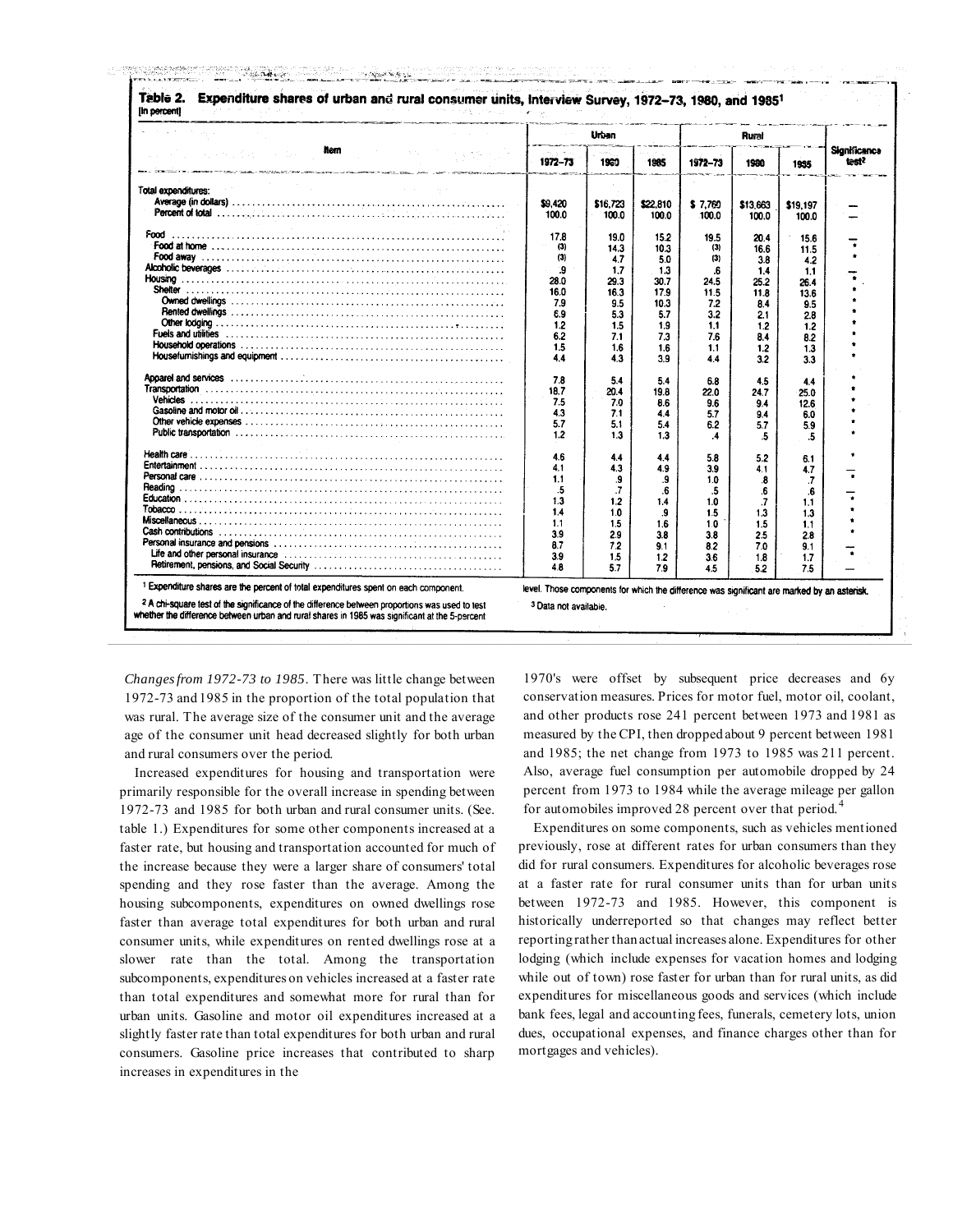**Table 2. Expenditure shares of urban and rural consumer units, Interview Survey, 1972–73, 1980, and 1985[1]**
[In percent]

| Item | Urban | | | Rural | | | Significance test[2] |
|---|---|---|---|---|---|---|---|
| | 1972–73 | 1980 | 1985 | 1972–73 | 1980 | 1985 | |
| Total expenditures: | | | | | | | |
| Average (in dollars) | $9,420 | $16,723 | $22,810 | $ 7,760 | $13,663 | $19,197 | — |
| Percent of total | 100.0 | 100.0 | 100.0 | 100.0 | 100.0 | 100.0 | — |
| Food | 17.8 | 19.0 | 15.2 | 19.5 | 20.4 | 15.6 | — |
| Food at home | (3) | 14.3 | 10.3 | (3) | 16.6 | 11.5 | * |
| Food away | (3) | 4.7 | 5.0 | (3) | 3.8 | 4.2 | * |
| Alcoholic beverages | .9 | 1.7 | 1.3 | .6 | 1.4 | 1.1 | — |
| Housing | 28.0 | 29.3 | 30.7 | 24.5 | 25.2 | 26.4 | * |
| Shelter | 16.0 | 16.3 | 17.9 | 11.5 | 11.8 | 13.6 | * |
| Owned dwellings | 7.9 | 9.5 | 10.3 | 7.2 | 8.4 | 9.5 | * |
| Rented dwellings | 6.9 | 5.3 | 5.7 | 3.2 | 2.1 | 2.8 | * |
| Other lodging | 1.2 | 1.5 | 1.9 | 1.1 | 1.2 | 1.2 | * |
| Fuels and utilities | 6.2 | 7.1 | 7.3 | 7.6 | 8.4 | 8.2 | * |
| Household operations | 1.5 | 1.6 | 1.6 | 1.1 | 1.2 | 1.3 | * |
| Housefurnishings and equipment | 4.4 | 4.3 | 3.9 | 4.4 | 3.2 | 3.3 | * |
| Apparel and services | 7.8 | 5.4 | 5.4 | 6.8 | 4.5 | 4.4 | * |
| Transportation | 18.7 | 20.4 | 19.8 | 22.0 | 24.7 | 25.0 | * |
| Vehicles | 7.5 | 7.0 | 8.6 | 9.6 | 9.4 | 12.6 | * |
| Gasoline and motor oil | 4.3 | 7.1 | 4.4 | 5.7 | 9.4 | 6.0 | * |
| Other vehicle expenses | 5.7 | 5.1 | 5.4 | 6.2 | 5.7 | 5.9 | * |
| Public transportation | 1.2 | 1.3 | 1.3 | .4 | .5 | .5 | * |
| Health care | 4.6 | 4.4 | 4.4 | 5.8 | 5.2 | 6.1 | * |
| Entertainment | 4.1 | 4.3 | 4.9 | 3.9 | 4.1 | 4.7 | — |
| Personal care | 1.1 | .9 | .9 | 1.0 | .8 | .7 | * |
| Reading | .5 | .7 | .6 | .5 | .6 | .6 | — |
| Education | 1.3 | 1.2 | 1.4 | 1.0 | .7 | 1.1 | * |
| Tobacco | 1.4 | 1.0 | .9 | 1.5 | 1.3 | 1.3 | * |
| Miscellaneous | 1.1 | 1.5 | 1.6 | 1.0 | 1.5 | 1.1 | * |
| Cash contributions | 3.9 | 2.9 | 3.8 | 3.8 | 2.5 | 2.8 | * |
| Personal insurance and pensions | 8.7 | 7.2 | 9.1 | 8.2 | 7.0 | 9.1 | — |
| Life and other personal insurance | 3.9 | 1.5 | 1.2 | 3.6 | 1.8 | 1.7 | * |
| Retirement, pensions, and Social Security | 4.8 | 5.7 | 7.9 | 4.5 | 5.2 | 7.5 | — |

[1] Expenditure shares are the percent of total expenditures spent on each component.

[2] A chi-square test of the significance of the difference between proportions was used to test whether the difference between urban and rural shares in 1985 was significant at the 5-percent level. Those components for which the difference was significant are marked by an asterisk.

[3] Data not available.

*Changes from 1972-73 to 1985*. There was little change between 1972-73 and 1985 in the proportion of the total population that was rural. The average size of the consumer unit and the average age of the consumer unit head decreased slightly for both urban and rural consumers over the period.

Increased expenditures for housing and transportation were primarily responsible for the overall increase in spending between 1972-73 and 1985 for both urban and rural consumer units. (See table 1.) Expenditures for some other components increased at a faster rate, but housing and transportation accounted for much of the increase because they were a larger share of consumers' total spending and they rose faster than the average. Among the housing subcomponents, expenditures on owned dwellings rose faster than average total expenditures for both urban and rural consumer units, while expenditures on rented dwellings rose at a slower rate than the total. Among the transportation subcomponents, expenditures on vehicles increased at a faster rate than total expenditures and somewhat more for rural than for urban units. Gasoline and motor oil expenditures increased at a slightly faster rate than total expenditures for both urban and rural consumers. Gasoline price increases that contributed to sharp increases in expenditures in the 1970's were offset by subsequent price decreases and by conservation measures. Prices for motor fuel, motor oil, coolant, and other products rose 241 percent between 1973 and 1981 as measured by the CPI, then dropped about 9 percent between 1981 and 1985; the net change from 1973 to 1985 was 211 percent. Also, average fuel consumption per automobile dropped by 24 percent from 1973 to 1984 while the average mileage per gallon for automobiles improved 28 percent over that period.[4]

Expenditures on some components, such as vehicles mentioned previously, rose at different rates for urban consumers than they did for rural consumers. Expenditures for alcoholic beverages rose at a faster rate for rural consumer units than for urban units between 1972-73 and 1985. However, this component is historically underreported so that changes may reflect better reporting rather than actual increases alone. Expenditures for other lodging (which include expenses for vacation homes and lodging while out of town) rose faster for urban than for rural units, as did expenditures for miscellaneous goods and services (which include bank fees, legal and accounting fees, funerals, cemetery lots, union dues, occupational expenses, and finance charges other than for mortgages and vehicles).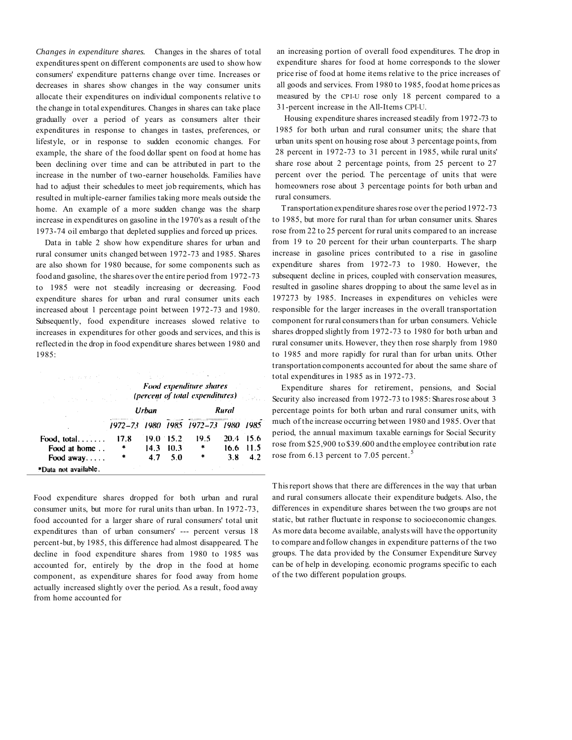*Changes in expenditure shares.* Changes in the shares of total expenditures spent on different components are used to show how consumers' expenditure patterns change over time. Increases or decreases in shares show changes in the way consumer units allocate their expenditures on individual components relative to the change in total expenditures. Changes in shares can take place gradually over a period of years as consumers alter their expenditures in response to changes in tastes, preferences, or lifestyle, or in response to sudden economic changes. For example, the share of the food dollar spent on food at home has been declining over time and can be attributed in part to the increase in the number of two-earner households. Families have had to adjust their schedules to meet job requirements, which has resulted in multiple-earner families taking more meals outside the home. An example of a more sudden change was the sharp increase in expenditures on gasoline in the 1970's as a result of the 1973-74 oil embargo that depleted supplies and forced up prices.

Data in table 2 show how expenditure shares for urban and rural consumer units changed between 1972-73 and 1985. Shares are also shown for 1980 because, for some components such as food and gasoline, the shares over the entire period from 1972-73 to 1985 were not steadily increasing or decreasing. Food expenditure shares for urban and rural consumer units each increased about 1 percentage point between 1972-73 and 1980. Subsequently, food expenditure increases slowed relative to increases in expenditures for other goods and services, and this is reflected in the drop in food expenditure shares between 1980 and 1985:

| | Food expenditure shares (percent of total expenditures) | | | | | |
|---|---|---|---|---|---|---|
| | Urban | | | Rural | | |
| | 1972–73 | 1980 | 1985 | 1972–73 | 1980 | 1985 |
| Food, total. . . . . . . | 17.8 | 19.0 | 15.2 | 19.5 | 20.4 | 15.6 |
| Food at home . . | * | 14.3 | 10.3 | * | 16.6 | 11.5 |
| Food away. . . . . | * | 4.7 | 5.0 | * | 3.8 | 4.2 |

*Data not available.

Food expenditure shares dropped for both urban and rural consumer units, but more for rural units than urban. In 1972-73, food accounted for a larger share of rural consumers' total unit expenditures than of urban consumers' --- percent versus 18 percent-but, by 1985, this difference had almost disappeared. The decline in food expenditure shares from 1980 to 1985 was accounted for, entirely by the drop in the food at home component, as expenditure shares for food away from home actually increased slightly over the period. As a result, food away from home accounted for an increasing portion of overall food expenditures. The drop in expenditure shares for food at home corresponds to the slower price rise of food at home items relative to the price increases of all goods and services. From 1980 to 1985, food at home prices as measured by the CPI-U rose only 18 percent compared to a 31-percent increase in the All-Items CPI-U.

Housing expenditure shares increased steadily from 1972-73 to 1985 for both urban and rural consumer units; the share that urban units spent on housing rose about 3 percentage points, from 28 percent in 1972-73 to 31 percent in 1985, while rural units' share rose about 2 percentage points, from 25 percent to 27 percent over the period. The percentage of units that were homeowners rose about 3 percentage points for both urban and rural consumers.

Transportation expenditure shares rose over the period 1972-73 to 1985, but more for rural than for urban consumer units. Shares rose from 22 to 25 percent for rural units compared to an increase from 19 to 20 percent for their urban counterparts. The sharp increase in gasoline prices contributed to a rise in gasoline expenditure shares from 1972-73 to 1980. However, the subsequent decline in prices, coupled with conservation measures, resulted in gasoline shares dropping to about the same level as in 197273 by 1985. Increases in expenditures on vehicles were responsible for the larger increases in the overall transportation component for rural consumers than for urban consumers. Vehicle shares dropped slightly from 1972-73 to 1980 for both urban and rural consumer units. However, they then rose sharply from 1980 to 1985 and more rapidly for rural than for urban units. Other transportation components accounted for about the same share of total expenditures in 1985 as in 1972-73.

Expenditure shares for retirement, pensions, and Social Security also increased from 1972-73 to 1985: Shares rose about 3 percentage points for both urban and rural consumer units, with much of the increase occurring between 1980 and 1985. Over that period, the annual maximum taxable earnings for Social Security rose from $25,900 to $39.600 and the employee contribution rate rose from 6.13 percent to 7.05 percent.[5]

This report shows that there are differences in the way that urban and rural consumers allocate their expenditure budgets. Also, the differences in expenditure shares between the two groups are not static, but rather fluctuate in response to socioeconomic changes. As more data become available, analysts will have the opportunity to compare and follow changes in expenditure patterns of the two groups. The data provided by the Consumer Expenditure Survey can be of help in developing. economic programs specific to each of the two different population groups.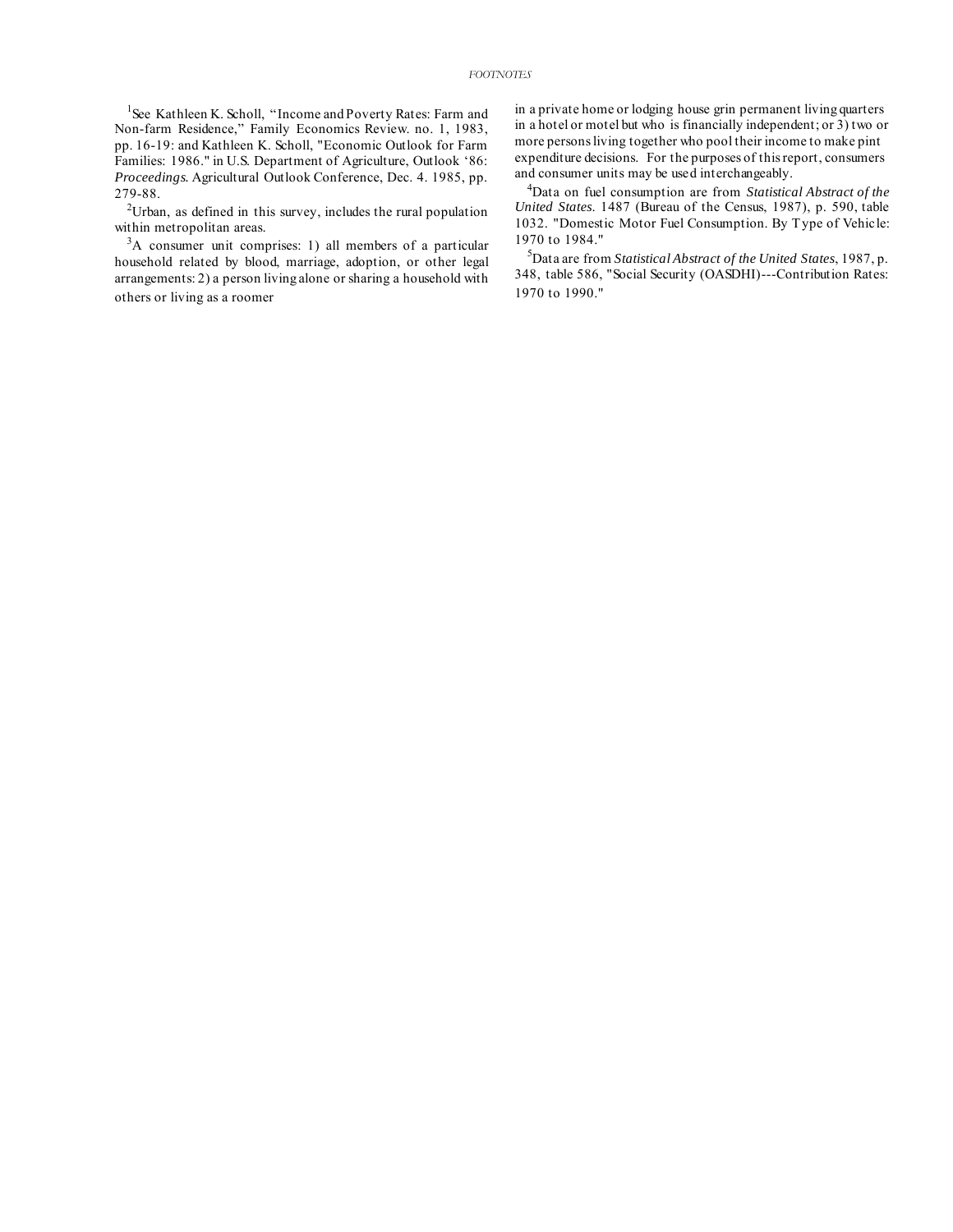# FOOTNOTES

[1]See Kathleen K. Scholl, "Income and Poverty Rates: Farm and Non-farm Residence," Family Economics Review. no. 1, 1983, pp. 16-19: and Kathleen K. Scholl, "Economic Outlook for Farm Families: 1986." in U.S. Department of Agriculture, Outlook '86: *Proceedings*. Agricultural Outlook Conference, Dec. 4. 1985, pp. 279-88.

[2]Urban, as defined in this survey, includes the rural population within metropolitan areas.

[3]A consumer unit comprises: 1) all members of a particular household related by blood, marriage, adoption, or other legal arrangements: 2) a person living alone or sharing a household with others or living as a roomer in a private home or lodging house grin permanent living quarters in a hotel or motel but who is financially independent; or 3) two or more persons living together who pool their income to make pint expenditure decisions. For the purposes of this report, consumers and consumer units may be used interchangeably.

[4]Data on fuel consumption are from *Statistical Abstract of the United States*. 1487 (Bureau of the Census, 1987), p. 590, table 1032. "Domestic Motor Fuel Consumption. By Type of Vehicle: 1970 to 1984."

[5]Data are from *Statistical Abstract of the United States*, 1987, p. 348, table 586, "Social Security (OASDHI)---Contribution Rates: 1970 to 1990."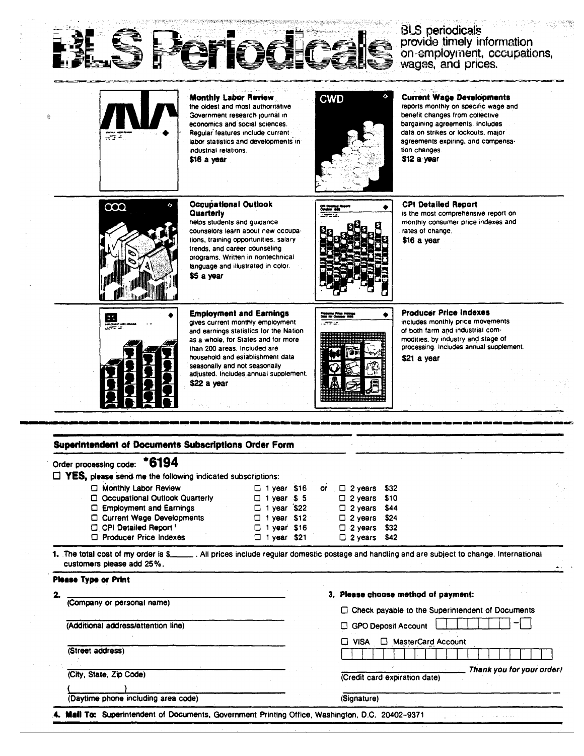# BLS Periodicals

BLS periodicals provide timely information on employment, occupations, wages, and prices.

**Monthly Labor Review**
the oldest and most authoritative Government research journal in economics and social sciences. Regular features include current labor statistics and developments in industrial relations.
**$16 a year**

**Current Wage Developments**
reports monthly on specific wage and benefit changes from collective bargaining agreements. Includes data on strikes or lockouts, major agreements expiring, and compensation changes.
**$12 a year**

**Occupational Outlook Quarterly**
helps students and guidance counselors learn about new occupations, training opportunities, salary trends, and career counseling programs. Written in nontechnical language and illustrated in color.
**$5 a year**

**CPI Detailed Report**
is the most comprehensive report on monthly consumer price indexes and rates of change.
**$16 a year**

**Employment and Earnings**
gives current monthly employment and earnings statistics for the Nation as a whole, for States and for more than 200 areas. Included are household and establishment data seasonally and not seasonally adjusted. Includes annual supplement.
**$22 a year**

**Producer Price Indexes**
includes monthly price movements of both farm and industrial commodities, by industry and stage of processing. Includes annual supplement.
**$21 a year**

---

## Superintendent of Documents Subscriptions Order Form

Order processing code: ***6194**

☐ **YES,** please send me the following indicated subscriptions:

| Publication | 1 year | | 2 years |
|---|---|---|---|
| ☐ Monthly Labor Review | ☐ 1 year $16 | or | ☐ 2 years $32 |
| ☐ Occupational Outlook Quarterly | ☐ 1 year $ 5 | | ☐ 2 years $10 |
| ☐ Employment and Earnings | ☐ 1 year $22 | | ☐ 2 years $44 |
| ☐ Current Wage Developments | ☐ 1 year $12 | | ☐ 2 years $24 |
| ☐ CPI Detailed Report | ☐ 1 year $16 | | ☐ 2 years $32 |
| ☐ Producer Price Indexes | ☐ 1 year $21 | | ☐ 2 years $42 |

**1.** The total cost of my order is $\_\_\_\_\_\_. All prices include regular domestic postage and handling and are subject to change. International customers please add 25%.

**Please Type or Print**

**2.**

\_\_\_\_\_\_\_\_\_\_\_\_\_\_\_\_\_\_\_\_\_\_\_\_\_\_\_\_
(Company or personal name)

\_\_\_\_\_\_\_\_\_\_\_\_\_\_\_\_\_\_\_\_\_\_\_\_\_\_\_\_
(Additional address/attention line)

\_\_\_\_\_\_\_\_\_\_\_\_\_\_\_\_\_\_\_\_\_\_\_\_\_\_\_\_
(Street address)

\_\_\_\_\_\_\_\_\_\_\_\_\_\_\_\_\_\_\_\_\_\_\_\_\_\_\_\_
(City, State, Zip Code)

(\_\_\_\_\_\_\_\_\_\_)\_\_\_\_\_\_\_\_\_\_\_\_\_\_\_\_\_\_
(Daytime phone including area code)

**3. Please choose method of payment:**

☐ Check payable to the Superintendent of Documents

☐ GPO Deposit Account ☐☐☐☐☐☐☐ - ☐

☐ VISA ☐ MasterCard Account

☐☐☐☐☐☐☐☐☐☐☐☐☐☐☐☐

\_\_\_\_\_\_\_\_\_\_\_\_\_\_\_\_\_\_\_\_\_\_\_\_\_\_\_\_
(Credit card expiration date)

*Thank you for your order!*

\_\_\_\_\_\_\_\_\_\_\_\_\_\_\_\_\_\_\_\_\_\_\_\_\_\_\_\_
(Signature)

**4. Mail To:** Superintendent of Documents, Government Printing Office, Washington, D.C. 20402-9371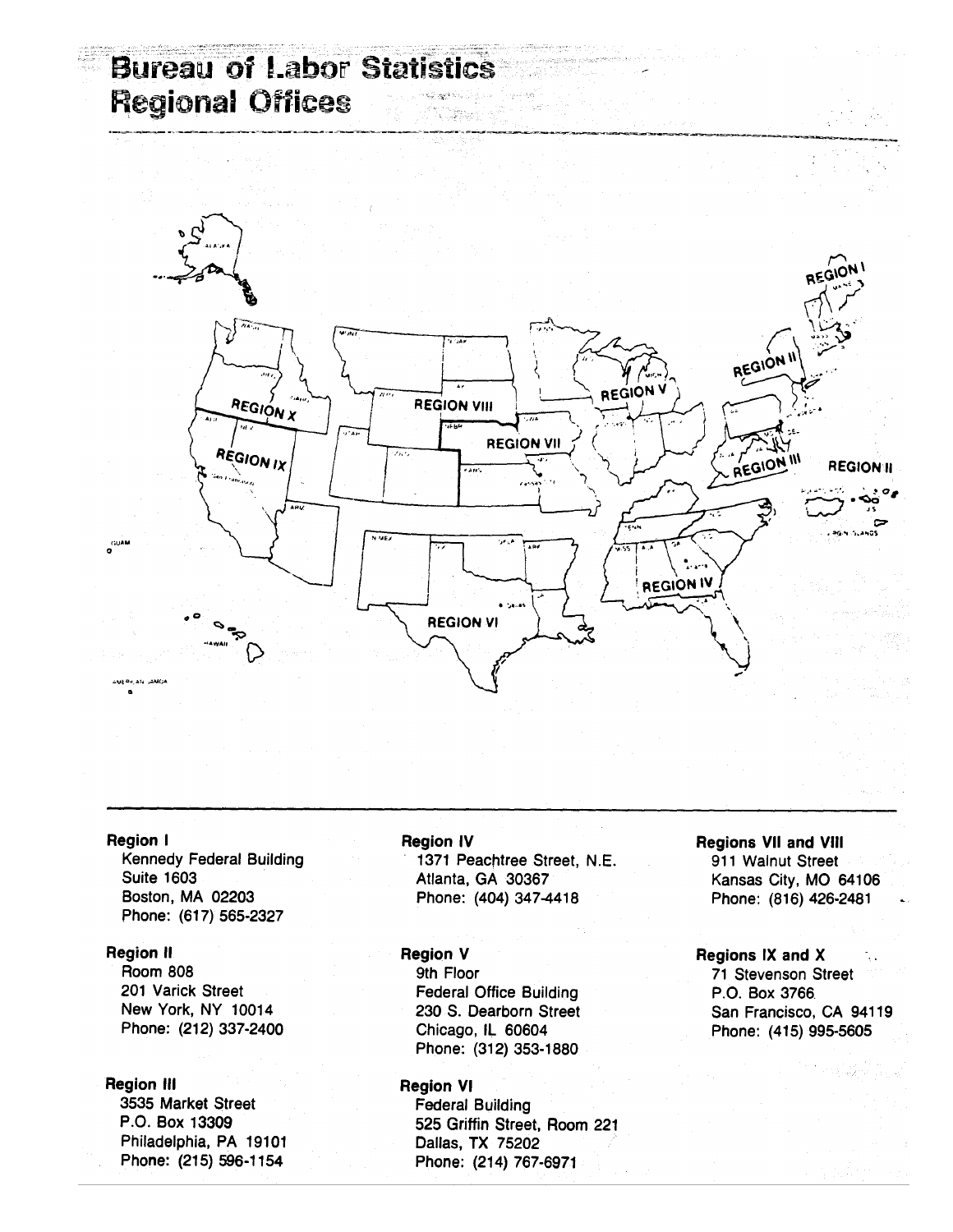# Bureau of Labor Statistics Regional Offices

**Region I**
Kennedy Federal Building
Suite 1603
Boston, MA 02203
Phone: (617) 565-2327

**Region II**
Room 808
201 Varick Street
New York, NY 10014
Phone: (212) 337-2400

**Region III**
3535 Market Street
P.O. Box 13309
Philadelphia, PA 19101
Phone: (215) 596-1154

**Region IV**
1371 Peachtree Street, N.E.
Atlanta, GA 30367
Phone: (404) 347-4418

**Region V**
9th Floor
Federal Office Building
230 S. Dearborn Street
Chicago, IL 60604
Phone: (312) 353-1880

**Region VI**
Federal Building
525 Griffin Street, Room 221
Dallas, TX 75202
Phone: (214) 767-6971

**Regions VII and VIII**
911 Walnut Street
Kansas City, MO 64106
Phone: (816) 426-2481

**Regions IX and X**
71 Stevenson Street
P.O. Box 3766
San Francisco, CA 94119
Phone: (415) 995-5605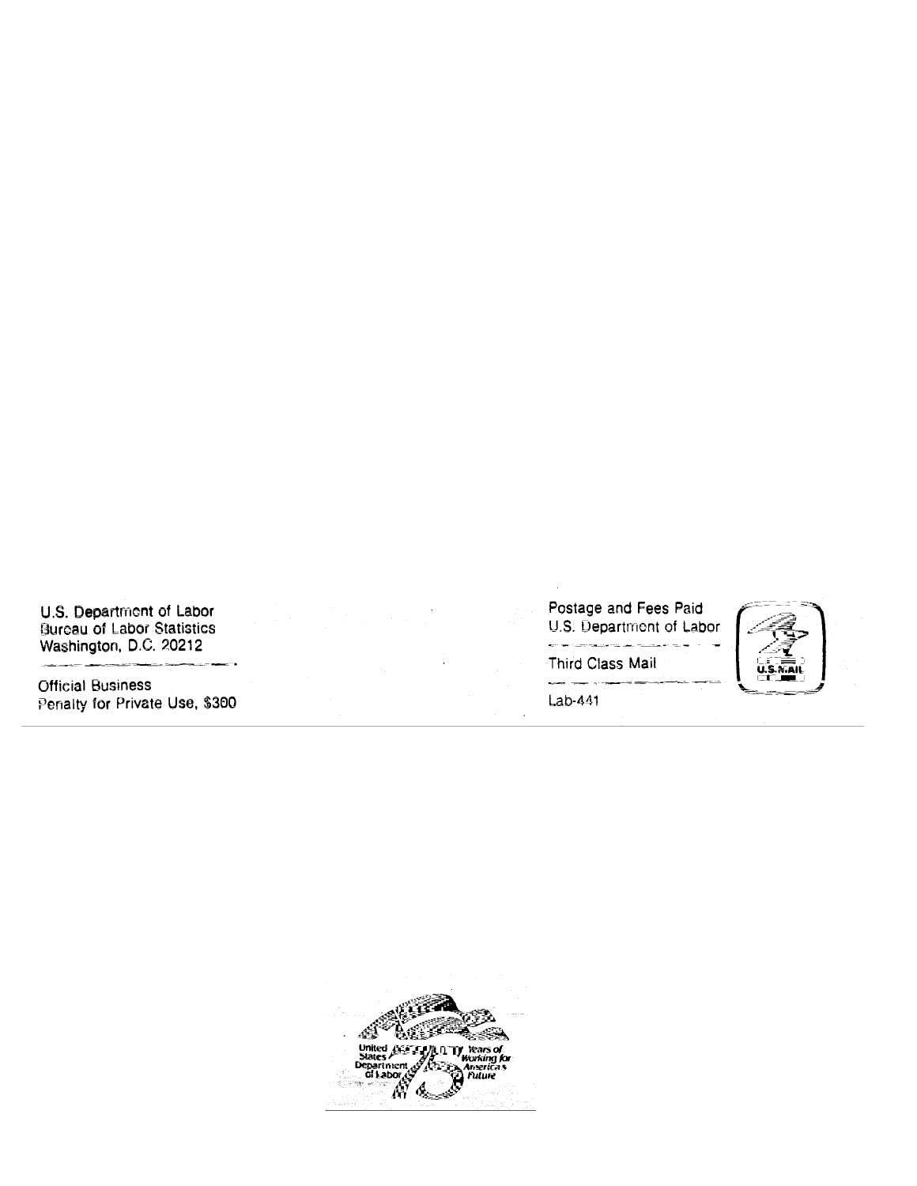U.S. Department of Labor
Bureau of Labor Statistics
Washington, D.C. 20212

Official Business
Penalty for Private Use, $300

Postage and Fees Paid
U.S. Department of Labor

Third Class Mail

Lab-441

United States Department of Labor 75 Years of Working for America's Future